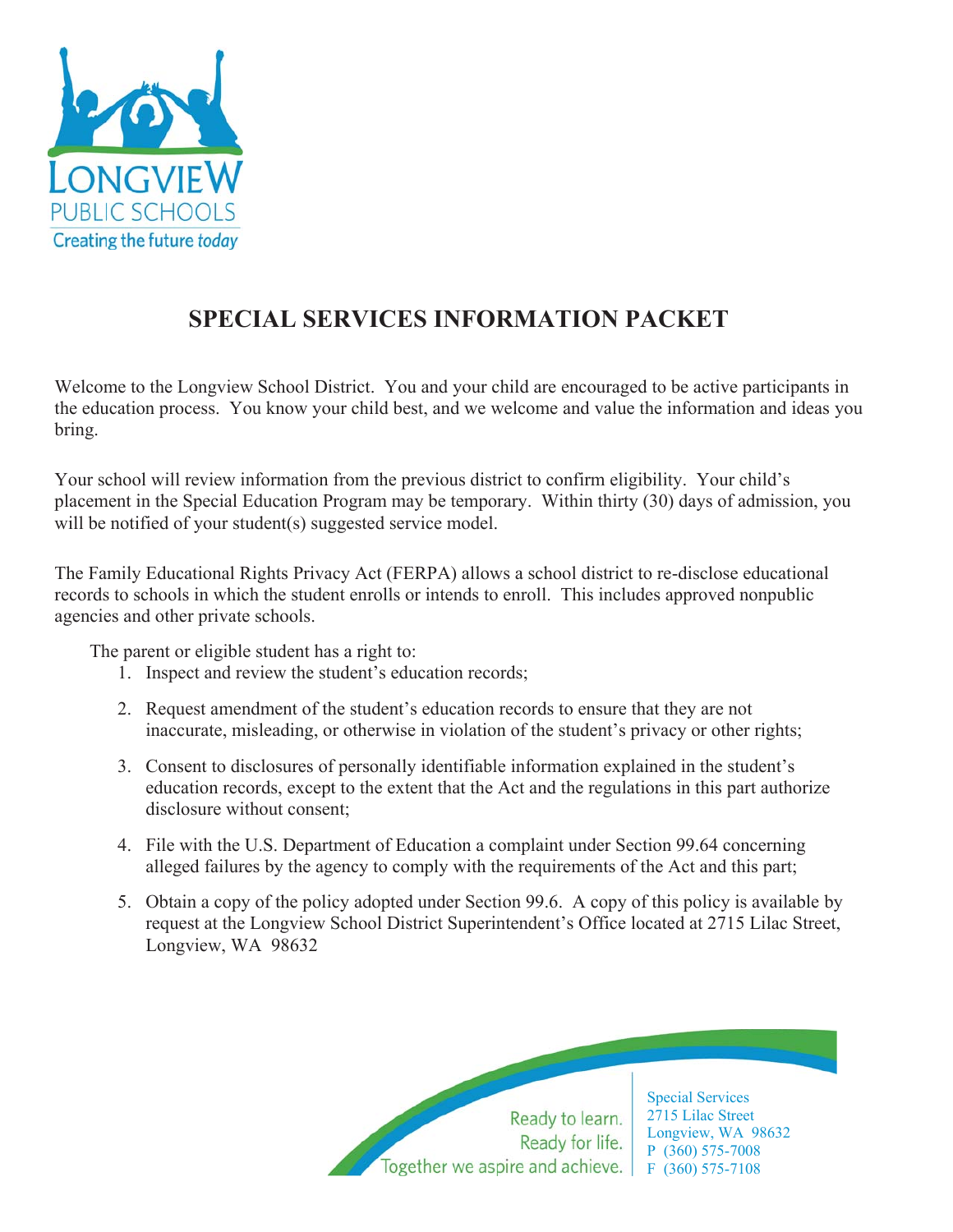LONGVIEW
PUBLIC SCHOOLS
Creating the future *today*

# SPECIAL SERVICES INFORMATION PACKET

Welcome to the Longview School District. You and your child are encouraged to be active participants in the education process. You know your child best, and we welcome and value the information and ideas you bring.

Your school will review information from the previous district to confirm eligibility. Your child's placement in the Special Education Program may be temporary. Within thirty (30) days of admission, you will be notified of your student(s) suggested service model.

The Family Educational Rights Privacy Act (FERPA) allows a school district to re-disclose educational records to schools in which the student enrolls or intends to enroll. This includes approved nonpublic agencies and other private schools.

The parent or eligible student has a right to:

1. Inspect and review the student's education records;
2. Request amendment of the student's education records to ensure that they are not inaccurate, misleading, or otherwise in violation of the student's privacy or other rights;
3. Consent to disclosures of personally identifiable information explained in the student's education records, except to the extent that the Act and the regulations in this part authorize disclosure without consent;
4. File with the U.S. Department of Education a complaint under Section 99.64 concerning alleged failures by the agency to comply with the requirements of the Act and this part;
5. Obtain a copy of the policy adopted under Section 99.6. A copy of this policy is available by request at the Longview School District Superintendent's Office located at 2715 Lilac Street, Longview, WA 98632

Ready to learn.
Ready for life.
Together we aspire and achieve.

Special Services
2715 Lilac Street
Longview, WA 98632
P (360) 575-7008
F (360) 575-7108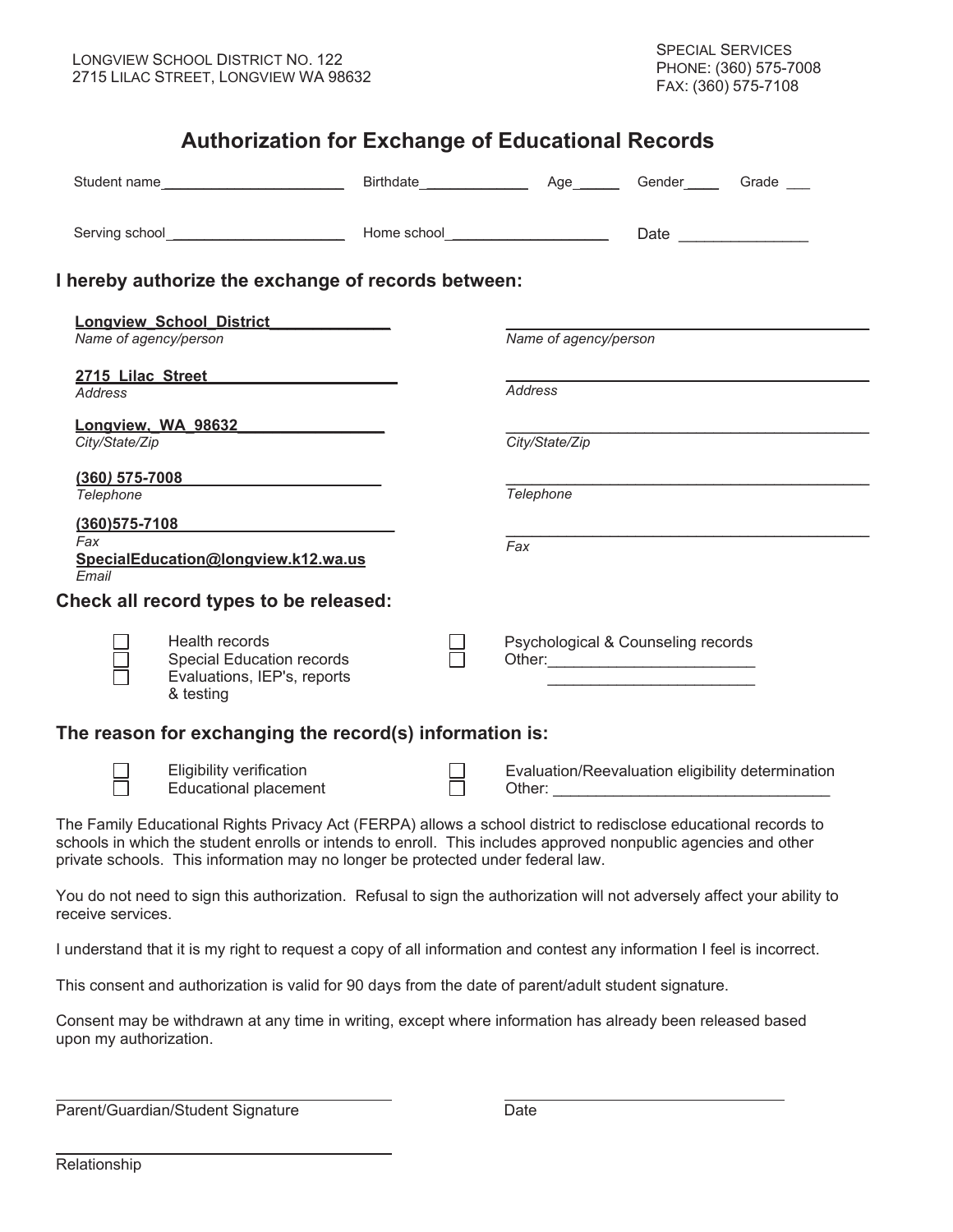LONGVIEW SCHOOL DISTRICT NO. 122
2715 LILAC STREET, LONGVIEW WA 98632

SPECIAL SERVICES
PHONE: (360) 575-7008
FAX: (360) 575-7108

# Authorization for Exchange of Educational Records

Student name______________________ Birthdate____________ Age_____ Gender____ Grade ___

Serving school______________________ Home school___________________ Date _______________

## I hereby authorize the exchange of records between:

**Longview_School_District_____________**
*Name of agency/person*

**2715_Lilac_Street____________________**
*Address*

**Longview,_WA_98632________________**
*City/State/Zip*

**(360) 575-7008_______________________**
*Telephone*

**(360)575-7108________________________**
*Fax*

**SpecialEducation@longview.k12.wa.us**
*Email*

___________________________________________
*Name of agency/person*

___________________________________________
*Address*

___________________________________________
*City/State/Zip*

___________________________________________
*Telephone*

___________________________________________
*Fax*

## Check all record types to be released:

- ☐ Health records
- ☐ Special Education records
- ☐ Evaluations, IEP's, reports & testing
- ☐ Psychological & Counseling records
- ☐ Other:________________________
  ________________________

## The reason for exchanging the record(s) information is:

- ☐ Eligibility verification
- ☐ Educational placement
- ☐ Evaluation/Reevaluation eligibility determination
- ☐ Other: ________________________________

The Family Educational Rights Privacy Act (FERPA) allows a school district to redisclose educational records to schools in which the student enrolls or intends to enroll. This includes approved nonpublic agencies and other private schools. This information may no longer be protected under federal law.

You do not need to sign this authorization. Refusal to sign the authorization will not adversely affect your ability to receive services.

I understand that it is my right to request a copy of all information and contest any information I feel is incorrect.

This consent and authorization is valid for 90 days from the date of parent/adult student signature.

Consent may be withdrawn at any time in writing, except where information has already been released based upon my authorization.

______________________________________
Parent/Guardian/Student Signature

______________________________________
Date

______________________________________
Relationship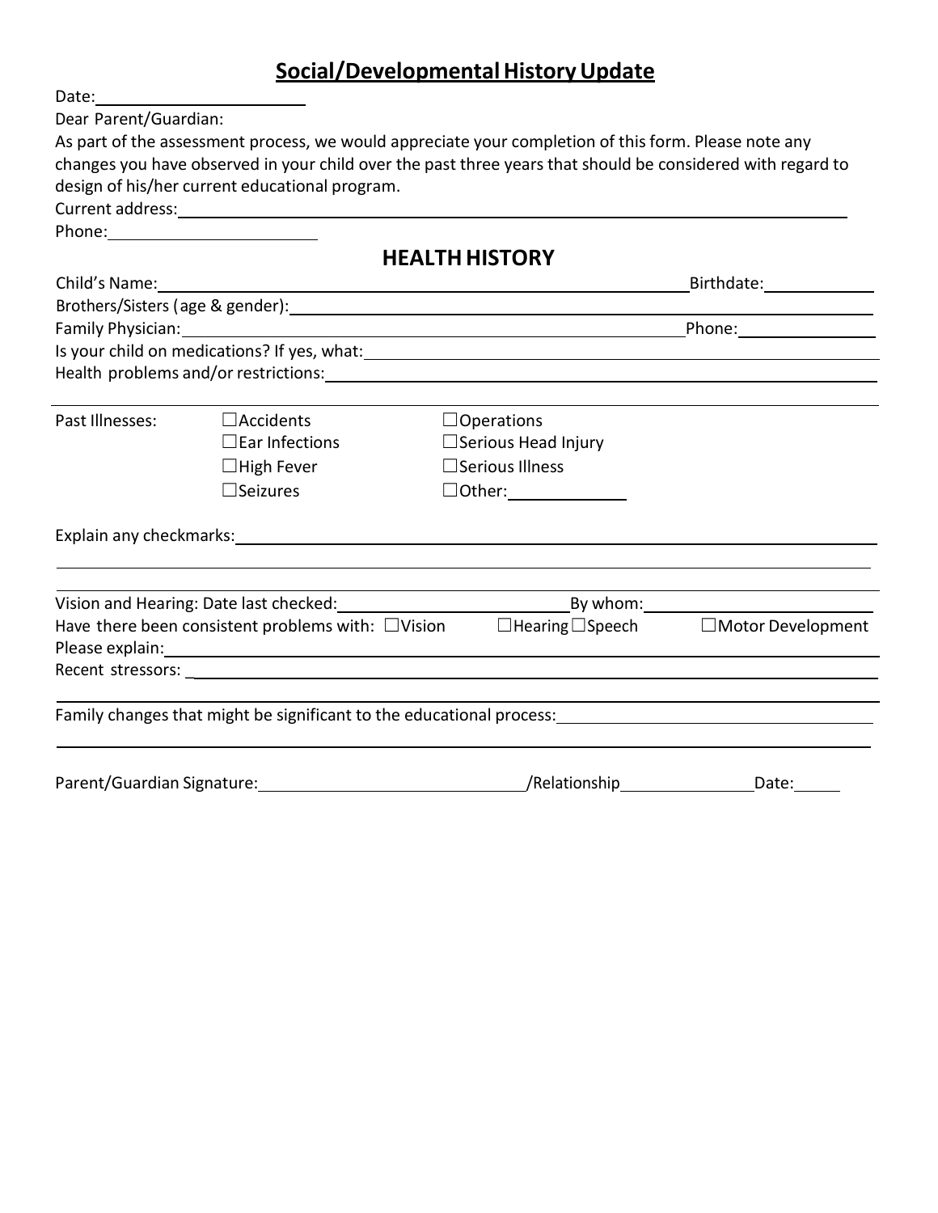# Social/Developmental History Update

Date: ______________________

Dear Parent/Guardian:

As part of the assessment process, we would appreciate your completion of this form. Please note any changes you have observed in your child over the past three years that should be considered with regard to design of his/her current educational program.

Current address: ______________________________________________

Phone: ______________________

## HEALTH HISTORY

Child's Name: ______________________________________________ Birthdate: ____________

Brothers/Sisters (age & gender): ______________________________________________

Family Physician: ______________________________________________ Phone: ______________

Is your child on medications? If yes, what: ______________________________________________

Health problems and/or restrictions: ______________________________________________

Past Illnesses:

- ☐ Accidents
- ☐ Ear Infections
- ☐ High Fever
- ☐ Seizures
- ☐ Operations
- ☐ Serious Head Injury
- ☐ Serious Illness
- ☐ Other: ____________

Explain any checkmarks: ______________________________________________

______________________________________________

Vision and Hearing: Date last checked: ______________________ By whom: ______________________

Have there been consistent problems with: ☐ Vision ☐ Hearing ☐ Speech ☐ Motor Development

Please explain: ______________________________________________

Recent stressors: ______________________________________________

______________________________________________

Family changes that might be significant to the educational process: ______________________________

______________________________________________

Parent/Guardian Signature: ____________________________ /Relationship ______________ Date: _____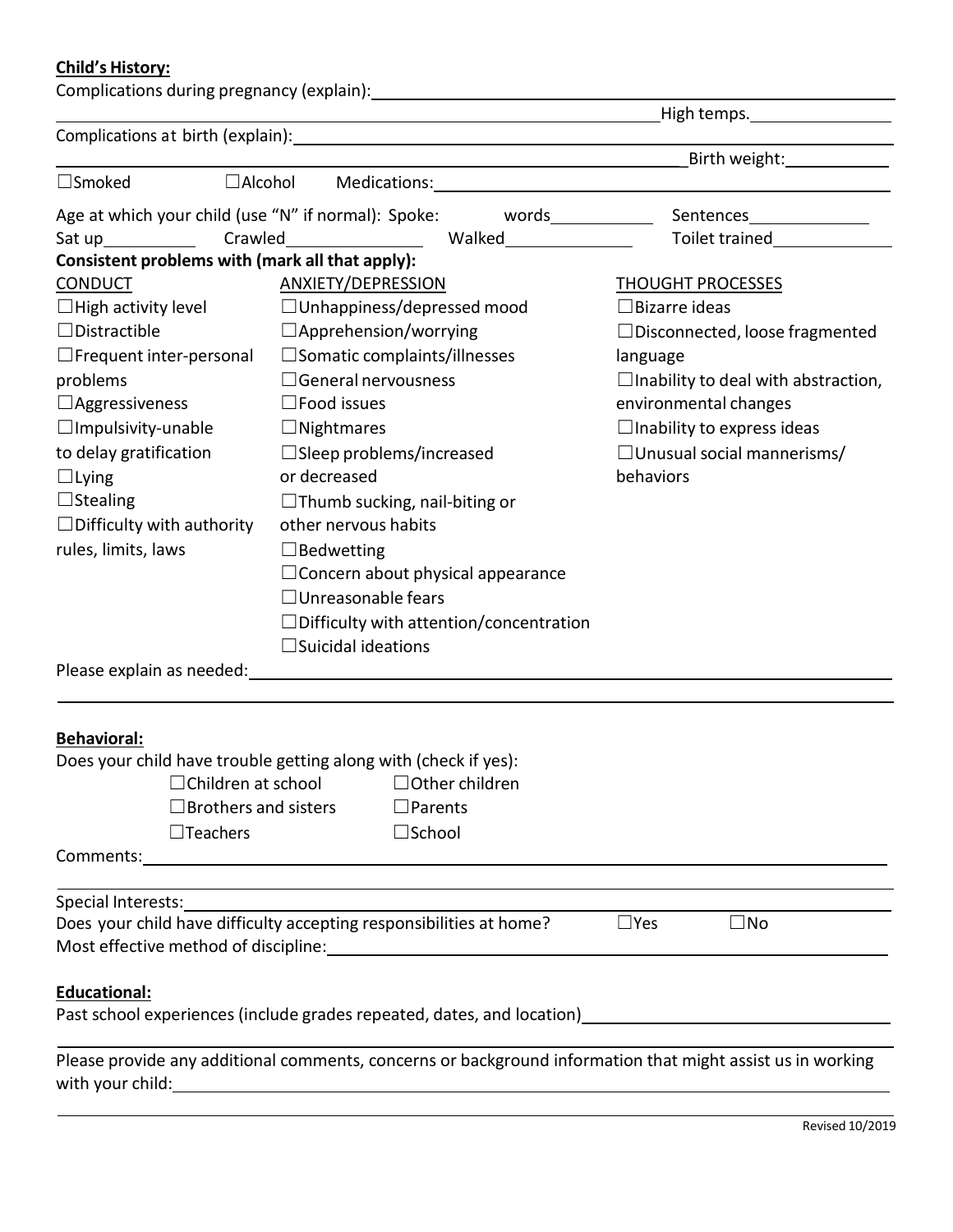**Child's History:**

Complications during pregnancy (explain): ______________________________

______________________________ High temps. ______________

Complications at birth (explain): ______________________________

______________________________ Birth weight: ____________

☐Smoked ☐Alcohol Medications: ______________________________

Age at which your child (use "N" if normal): Spoke: words__________ Sentences____________

Sat up__________ Crawled______________ Walked____________ Toilet trained____________

**Consistent problems with (mark all that apply):**

CONDUCT

- ☐High activity level
- ☐Distractible
- ☐Frequent inter-personal problems
- ☐Aggressiveness
- ☐Impulsivity-unable to delay gratification
- ☐Lying
- ☐Stealing
- ☐Difficulty with authority rules, limits, laws

ANXIETY/DEPRESSION

- ☐Unhappiness/depressed mood
- ☐Apprehension/worrying
- ☐Somatic complaints/illnesses
- ☐General nervousness
- ☐Food issues
- ☐Nightmares
- ☐Sleep problems/increased or decreased
- ☐Thumb sucking, nail-biting or other nervous habits
- ☐Bedwetting
- ☐Concern about physical appearance
- ☐Unreasonable fears
- ☐Difficulty with attention/concentration
- ☐Suicidal ideations

THOUGHT PROCESSES

- ☐Bizarre ideas
- ☐Disconnected, loose fragmented language
- ☐Inability to deal with abstraction, environmental changes
- ☐Inability to express ideas
- ☐Unusual social mannerisms/ behaviors

Please explain as needed: ______________________________

______________________________

**Behavioral:**

Does your child have trouble getting along with (check if yes):

- ☐Children at school
- ☐Other children
- ☐Brothers and sisters
- ☐Parents
- ☐Teachers
- ☐School

Comments: ______________________________

Special Interests: ______________________________

Does your child have difficulty accepting responsibilities at home? ☐Yes ☐No

Most effective method of discipline: ______________________________

**Educational:**

Past school experiences (include grades repeated, dates, and location) ______________________________

Please provide any additional comments, concerns or background information that might assist us in working with your child: ______________________________

Revised 10/2019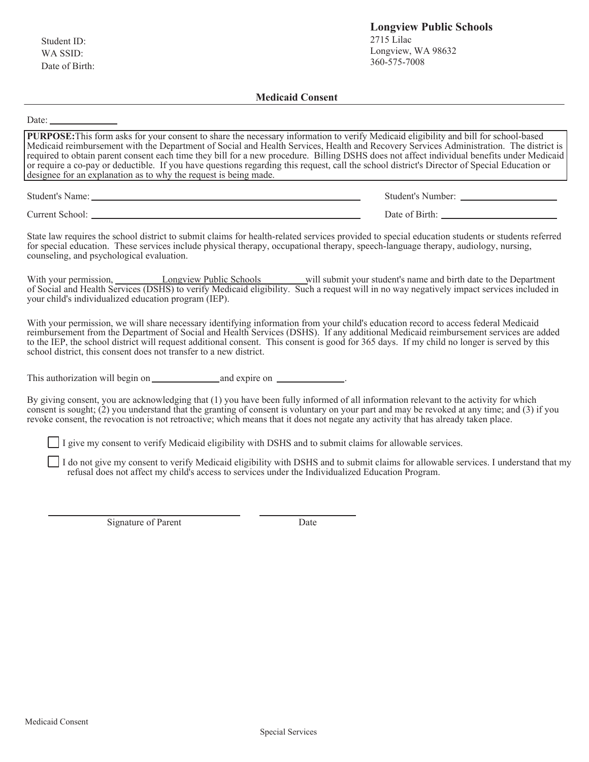Student ID:
WA SSID:
Date of Birth:

**Longview Public Schools**
2715 Lilac
Longview, WA 98632
360-575-7008

## Medicaid Consent

Date: ____________

**PURPOSE:** This form asks for your consent to share the necessary information to verify Medicaid eligibility and bill for school-based Medicaid reimbursement with the Department of Social and Health Services, Health and Recovery Services Administration. The district is required to obtain parent consent each time they bill for a new procedure. Billing DSHS does not affect individual benefits under Medicaid or require a co-pay or deductible. If you have questions regarding this request, call the school district's Director of Special Education or designee for an explanation as to why the request is being made.

Student's Name: ______________________________ Student's Number: ____________

Current School: ______________________________ Date of Birth: ____________

State law requires the school district to submit claims for health-related services provided to special education students or students referred for special education. These services include physical therapy, occupational therapy, speech-language therapy, audiology, nursing, counseling, and psychological evaluation.

With your permission, Longview Public Schools will submit your student's name and birth date to the Department of Social and Health Services (DSHS) to verify Medicaid eligibility. Such a request will in no way negatively impact services included in your child's individualized education program (IEP).

With your permission, we will share necessary identifying information from your child's education record to access federal Medicaid reimbursement from the Department of Social and Health Services (DSHS). If any additional Medicaid reimbursement services are added to the IEP, the school district will request additional consent. This consent is good for 365 days. If my child no longer is served by this school district, this consent does not transfer to a new district.

This authorization will begin on ____________ and expire on ____________.

By giving consent, you are acknowledging that (1) you have been fully informed of all information relevant to the activity for which consent is sought; (2) you understand that the granting of consent is voluntary on your part and may be revoked at any time; and (3) if you revoke consent, the revocation is not retroactive; which means that it does not negate any activity that has already taken place.

- [ ] I give my consent to verify Medicaid eligibility with DSHS and to submit claims for allowable services.
- [ ] I do not give my consent to verify Medicaid eligibility with DSHS and to submit claims for allowable services. I understand that my refusal does not affect my child's access to services under the Individualized Education Program.

______________________________ ____________
Signature of Parent Date

Medicaid Consent

Special Services